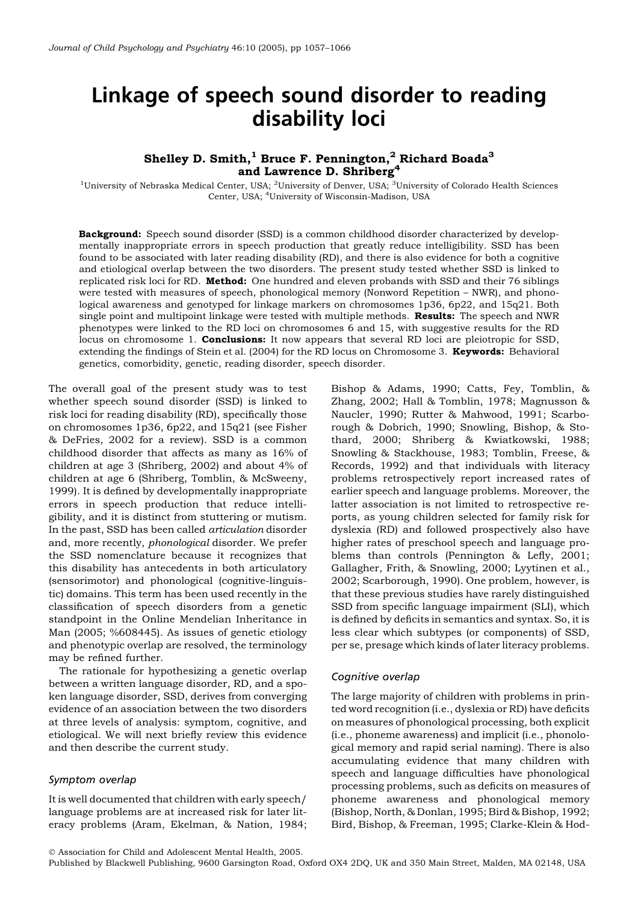# Linkage of speech sound disorder to reading disability loci

**Shelley D. Smith,[1] Bruce F. Pennington,[2] Richard Boada[3] and Lawrence D. Shriberg[4]**

[1]University of Nebraska Medical Center, USA; [2]University of Denver, USA; [3]University of Colorado Health Sciences Center, USA; [4]University of Wisconsin-Madison, USA

**Background:** Speech sound disorder (SSD) is a common childhood disorder characterized by developmentally inappropriate errors in speech production that greatly reduce intelligibility. SSD has been found to be associated with later reading disability (RD), and there is also evidence for both a cognitive and etiological overlap between the two disorders. The present study tested whether SSD is linked to replicated risk loci for RD. **Method:** One hundred and eleven probands with SSD and their 76 siblings were tested with measures of speech, phonological memory (Nonword Repetition – NWR), and phonological awareness and genotyped for linkage markers on chromosomes 1p36, 6p22, and 15q21. Both single point and multipoint linkage were tested with multiple methods. **Results:** The speech and NWR phenotypes were linked to the RD loci on chromosomes 6 and 15, with suggestive results for the RD locus on chromosome 1. **Conclusions:** It now appears that several RD loci are pleiotropic for SSD, extending the findings of Stein et al. (2004) for the RD locus on Chromosome 3. **Keywords:** Behavioral genetics, comorbidity, genetic, reading disorder, speech disorder.

The overall goal of the present study was to test whether speech sound disorder (SSD) is linked to risk loci for reading disability (RD), specifically those on chromosomes 1p36, 6p22, and 15q21 (see Fisher & DeFries, 2002 for a review). SSD is a common childhood disorder that affects as many as 16% of children at age 3 (Shriberg, 2002) and about 4% of children at age 6 (Shriberg, Tomblin, & McSweeny, 1999). It is defined by developmentally inappropriate errors in speech production that reduce intelligibility, and it is distinct from stuttering or mutism. In the past, SSD has been called *articulation* disorder and, more recently, *phonological* disorder. We prefer the SSD nomenclature because it recognizes that this disability has antecedents in both articulatory (sensorimotor) and phonological (cognitive-linguistic) domains. This term has been used recently in the classification of speech disorders from a genetic standpoint in the Online Mendelian Inheritance in Man (2005; %608445). As issues of genetic etiology and phenotypic overlap are resolved, the terminology may be refined further.

The rationale for hypothesizing a genetic overlap between a written language disorder, RD, and a spoken language disorder, SSD, derives from converging evidence of an association between the two disorders at three levels of analysis: symptom, cognitive, and etiological. We will next briefly review this evidence and then describe the current study.

### Symptom overlap

It is well documented that children with early speech/language problems are at increased risk for later literacy problems (Aram, Ekelman, & Nation, 1984; Bishop & Adams, 1990; Catts, Fey, Tomblin, & Zhang, 2002; Hall & Tomblin, 1978; Magnusson & Naucler, 1990; Rutter & Mahwood, 1991; Scarborough & Dobrich, 1990; Snowling, Bishop, & Stothard, 2000; Shriberg & Kwiatkowski, 1988; Snowling & Stackhouse, 1983; Tomblin, Freese, & Records, 1992) and that individuals with literacy problems retrospectively report increased rates of earlier speech and language problems. Moreover, the latter association is not limited to retrospective reports, as young children selected for family risk for dyslexia (RD) and followed prospectively also have higher rates of preschool speech and language problems than controls (Pennington & Lefly, 2001; Gallagher, Frith, & Snowling, 2000; Lyytinen et al., 2002; Scarborough, 1990). One problem, however, is that these previous studies have rarely distinguished SSD from specific language impairment (SLI), which is defined by deficits in semantics and syntax. So, it is less clear which subtypes (or components) of SSD, per se, presage which kinds of later literacy problems.

### Cognitive overlap

The large majority of children with problems in printed word recognition (i.e., dyslexia or RD) have deficits on measures of phonological processing, both explicit (i.e., phoneme awareness) and implicit (i.e., phonological memory and rapid serial naming). There is also accumulating evidence that many children with speech and language difficulties have phonological processing problems, such as deficits on measures of phoneme awareness and phonological memory (Bishop, North, & Donlan, 1995; Bird & Bishop, 1992; Bird, Bishop, & Freeman, 1995; Clarke-Klein & Hod-

© Association for Child and Adolescent Mental Health, 2005.
Published by Blackwell Publishing, 9600 Garsington Road, Oxford OX4 2DQ, UK and 350 Main Street, Malden, MA 02148, USA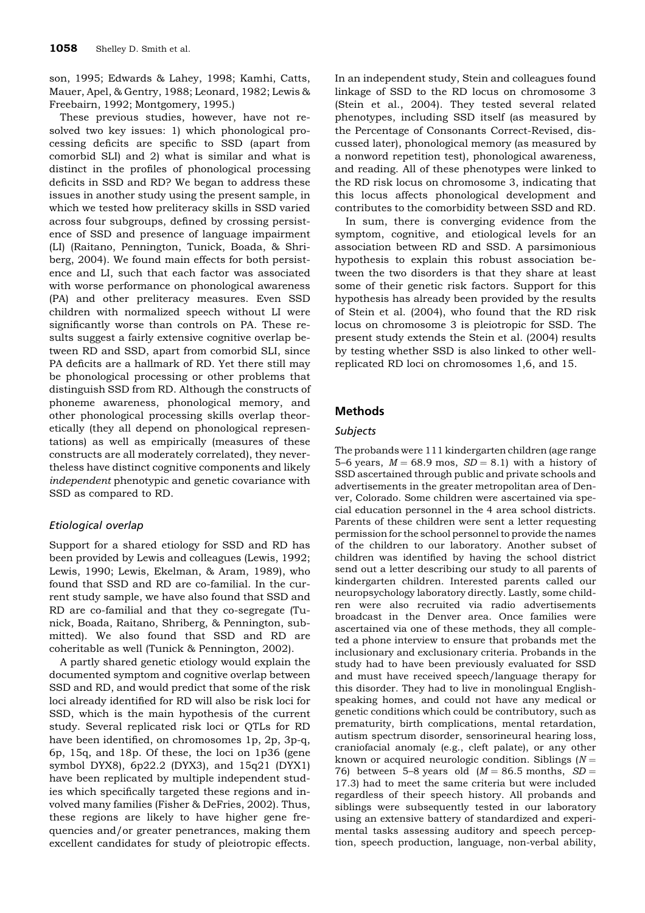son, 1995; Edwards & Lahey, 1998; Kamhi, Catts, Mauer, Apel, & Gentry, 1988; Leonard, 1982; Lewis & Freebairn, 1992; Montgomery, 1995.)

These previous studies, however, have not resolved two key issues: 1) which phonological processing deficits are specific to SSD (apart from comorbid SLI) and 2) what is similar and what is distinct in the profiles of phonological processing deficits in SSD and RD? We began to address these issues in another study using the present sample, in which we tested how preliteracy skills in SSD varied across four subgroups, defined by crossing persistence of SSD and presence of language impairment (LI) (Raitano, Pennington, Tunick, Boada, & Shriberg, 2004). We found main effects for both persistence and LI, such that each factor was associated with worse performance on phonological awareness (PA) and other preliteracy measures. Even SSD children with normalized speech without LI were significantly worse than controls on PA. These results suggest a fairly extensive cognitive overlap between RD and SSD, apart from comorbid SLI, since PA deficits are a hallmark of RD. Yet there still may be phonological processing or other problems that distinguish SSD from RD. Although the constructs of phoneme awareness, phonological memory, and other phonological processing skills overlap theoretically (they all depend on phonological representations) as well as empirically (measures of these constructs are all moderately correlated), they nevertheless have distinct cognitive components and likely *independent* phenotypic and genetic covariance with SSD as compared to RD.

### *Etiological overlap*

Support for a shared etiology for SSD and RD has been provided by Lewis and colleagues (Lewis, 1992; Lewis, 1990; Lewis, Ekelman, & Aram, 1989), who found that SSD and RD are co-familial. In the current study sample, we have also found that SSD and RD are co-familial and that they co-segregate (Tunick, Boada, Raitano, Shriberg, & Pennington, submitted). We also found that SSD and RD are coheritable as well (Tunick & Pennington, 2002).

A partly shared genetic etiology would explain the documented symptom and cognitive overlap between SSD and RD, and would predict that some of the risk loci already identified for RD will also be risk loci for SSD, which is the main hypothesis of the current study. Several replicated risk loci or QTLs for RD have been identified, on chromosomes 1p, 2p, 3p-q, 6p, 15q, and 18p. Of these, the loci on 1p36 (gene symbol DYX8), 6p22.2 (DYX3), and 15q21 (DYX1) have been replicated by multiple independent studies which specifically targeted these regions and involved many families (Fisher & DeFries, 2002). Thus, these regions are likely to have higher gene frequencies and/or greater penetrances, making them excellent candidates for study of pleiotropic effects. In an independent study, Stein and colleagues found linkage of SSD to the RD locus on chromosome 3 (Stein et al., 2004). They tested several related phenotypes, including SSD itself (as measured by the Percentage of Consonants Correct-Revised, discussed later), phonological memory (as measured by a nonword repetition test), phonological awareness, and reading. All of these phenotypes were linked to the RD risk locus on chromosome 3, indicating that this locus affects phonological development and contributes to the comorbidity between SSD and RD.

In sum, there is converging evidence from the symptom, cognitive, and etiological levels for an association between RD and SSD. A parsimonious hypothesis to explain this robust association between the two disorders is that they share at least some of their genetic risk factors. Support for this hypothesis has already been provided by the results of Stein et al. (2004), who found that the RD risk locus on chromosome 3 is pleiotropic for SSD. The present study extends the Stein et al. (2004) results by testing whether SSD is also linked to other well-replicated RD loci on chromosomes 1,6, and 15.

## Methods

### *Subjects*

The probands were 111 kindergarten children (age range 5–6 years, $M = 68.9$ mos, $SD = 8.1$) with a history of SSD ascertained through public and private schools and advertisements in the greater metropolitan area of Denver, Colorado. Some children were ascertained via special education personnel in the 4 area school districts. Parents of these children were sent a letter requesting permission for the school personnel to provide the names of the children to our laboratory. Another subset of children was identified by having the school district send out a letter describing our study to all parents of kindergarten children. Interested parents called our neuropsychology laboratory directly. Lastly, some children were also recruited via radio advertisements broadcast in the Denver area. Once families were ascertained via one of these methods, they all completed a phone interview to ensure that probands met the inclusionary and exclusionary criteria. Probands in the study had to have been previously evaluated for SSD and must have received speech/language therapy for this disorder. They had to live in monolingual English-speaking homes, and could not have any medical or genetic conditions which could be contributory, such as prematurity, birth complications, mental retardation, autism spectrum disorder, sensorineural hearing loss, craniofacial anomaly (e.g., cleft palate), or any other known or acquired neurologic condition. Siblings ($N = 76$) between 5–8 years old ($M = 86.5$ months, $SD = 17.3$) had to meet the same criteria but were included regardless of their speech history. All probands and siblings were subsequently tested in our laboratory using an extensive battery of standardized and experimental tasks assessing auditory and speech perception, speech production, language, non-verbal ability,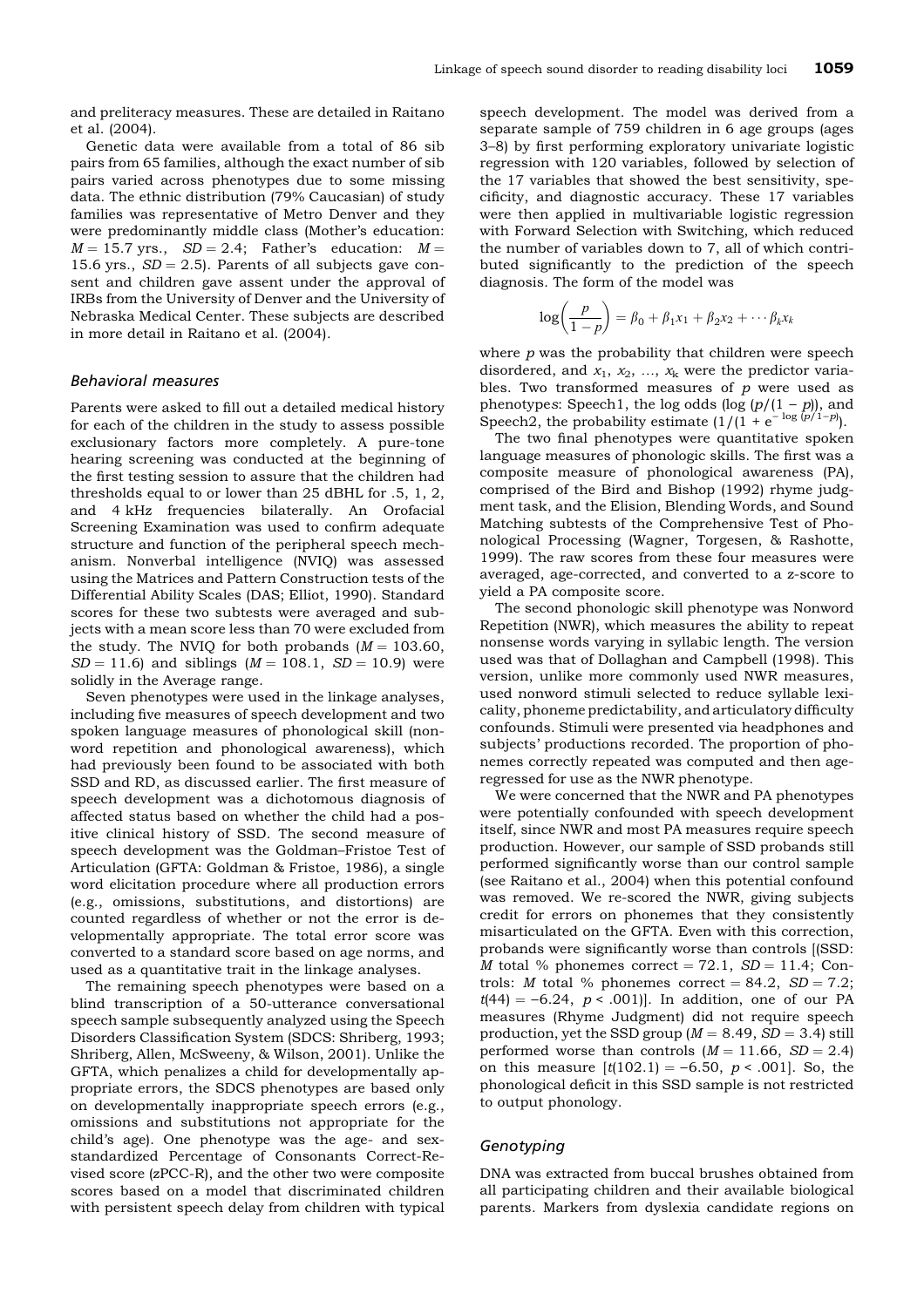and preliteracy measures. These are detailed in Raitano et al. (2004).

Genetic data were available from a total of 86 sib pairs from 65 families, although the exact number of sib pairs varied across phenotypes due to some missing data. The ethnic distribution (79% Caucasian) of study families was representative of Metro Denver and they were predominantly middle class (Mother's education: $M = 15.7$ yrs., $SD = 2.4$; Father's education: $M = 15.6$ yrs., $SD = 2.5$). Parents of all subjects gave consent and children gave assent under the approval of IRBs from the University of Denver and the University of Nebraska Medical Center. These subjects are described in more detail in Raitano et al. (2004).

### *Behavioral measures*

Parents were asked to fill out a detailed medical history for each of the children in the study to assess possible exclusionary factors more completely. A pure-tone hearing screening was conducted at the beginning of the first testing session to assure that the children had thresholds equal to or lower than 25 dBHL for .5, 1, 2, and 4 kHz frequencies bilaterally. An Orofacial Screening Examination was used to confirm adequate structure and function of the peripheral speech mechanism. Nonverbal intelligence (NVIQ) was assessed using the Matrices and Pattern Construction tests of the Differential Ability Scales (DAS; Elliot, 1990). Standard scores for these two subtests were averaged and subjects with a mean score less than 70 were excluded from the study. The NVIQ for both probands ($M = 103.60$, $SD = 11.6$) and siblings ($M = 108.1$, $SD = 10.9$) were solidly in the Average range.

Seven phenotypes were used in the linkage analyses, including five measures of speech development and two spoken language measures of phonological skill (nonword repetition and phonological awareness), which had previously been found to be associated with both SSD and RD, as discussed earlier. The first measure of speech development was a dichotomous diagnosis of affected status based on whether the child had a positive clinical history of SSD. The second measure of speech development was the Goldman–Fristoe Test of Articulation (GFTA: Goldman & Fristoe, 1986), a single word elicitation procedure where all production errors (e.g., omissions, substitutions, and distortions) are counted regardless of whether or not the error is developmentally appropriate. The total error score was converted to a standard score based on age norms, and used as a quantitative trait in the linkage analyses.

The remaining speech phenotypes were based on a blind transcription of a 50-utterance conversational speech sample subsequently analyzed using the Speech Disorders Classification System (SDCS: Shriberg, 1993; Shriberg, Allen, McSweeny, & Wilson, 2001). Unlike the GFTA, which penalizes a child for developmentally appropriate errors, the SDCS phenotypes are based only on developmentally inappropriate speech errors (e.g., omissions and substitutions not appropriate for the child's age). One phenotype was the age- and sex-standardized Percentage of Consonants Correct-Revised score (zPCC-R), and the other two were composite scores based on a model that discriminated children with persistent speech delay from children with typical speech development. The model was derived from a separate sample of 759 children in 6 age groups (ages 3–8) by first performing exploratory univariate logistic regression with 120 variables, followed by selection of the 17 variables that showed the best sensitivity, specificity, and diagnostic accuracy. These 17 variables were then applied in multivariable logistic regression with Forward Selection with Switching, which reduced the number of variables down to 7, all of which contributed significantly to the prediction of the speech diagnosis. The form of the model was

$$\log\left(\frac{p}{1-p}\right) = \beta_0 + \beta_1 x_1 + \beta_2 x_2 + \cdots \beta_k x_k$$

where $p$ was the probability that children were speech disordered, and $x_1$, $x_2$, …, $x_k$ were the predictor variables. Two transformed measures of $p$ were used as phenotypes: Speech1, the log odds ($\log(p/(1-p))$), and Speech2, the probability estimate ($1/(1 + e^{-\log(p/1-p)})$.

The two final phenotypes were quantitative spoken language measures of phonologic skills. The first was a composite measure of phonological awareness (PA), comprised of the Bird and Bishop (1992) rhyme judgment task, and the Elision, Blending Words, and Sound Matching subtests of the Comprehensive Test of Phonological Processing (Wagner, Torgesen, & Rashotte, 1999). The raw scores from these four measures were averaged, age-corrected, and converted to a z-score to yield a PA composite score.

The second phonologic skill phenotype was Nonword Repetition (NWR), which measures the ability to repeat nonsense words varying in syllabic length. The version used was that of Dollaghan and Campbell (1998). This version, unlike more commonly used NWR measures, used nonword stimuli selected to reduce syllable lexicality, phoneme predictability, and articulatory difficulty confounds. Stimuli were presented via headphones and subjects' productions recorded. The proportion of phonemes correctly repeated was computed and then age-regressed for use as the NWR phenotype.

We were concerned that the NWR and PA phenotypes were potentially confounded with speech development itself, since NWR and most PA measures require speech production. However, our sample of SSD probands still performed significantly worse than our control sample (see Raitano et al., 2004) when this potential confound was removed. We re-scored the NWR, giving subjects credit for errors on phonemes that they consistently misarticulated on the GFTA. Even with this correction, probands were significantly worse than controls [(SSD: $M$ total % phonemes correct = 72.1, $SD = 11.4$; Controls: $M$ total % phonemes correct = 84.2, $SD = 7.2$; $t(44) = -6.24$, $p < .001$)]. In addition, one of our PA measures (Rhyme Judgment) did not require speech production, yet the SSD group ($M = 8.49$, $SD = 3.4$) still performed worse than controls ($M = 11.66$, $SD = 2.4$) on this measure [$t(102.1) = -6.50$, $p < .001$]. So, the phonological deficit in this SSD sample is not restricted to output phonology.

### *Genotyping*

DNA was extracted from buccal brushes obtained from all participating children and their available biological parents. Markers from dyslexia candidate regions on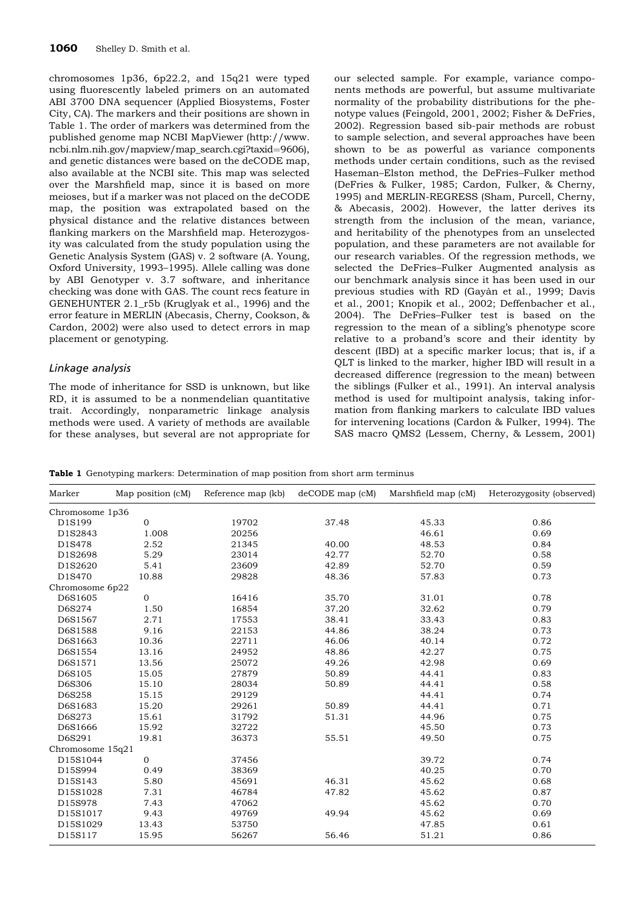chromosomes 1p36, 6p22.2, and 15q21 were typed using fluorescently labeled primers on an automated ABI 3700 DNA sequencer (Applied Biosystems, Foster City, CA). The markers and their positions are shown in Table 1. The order of markers was determined from the published genome map NCBI MapViewer (http://www.ncbi.nlm.nih.gov/mapview/map_search.cgi?taxid=9606), and genetic distances were based on the deCODE map, also available at the NCBI site. This map was selected over the Marshfield map, since it is based on more meioses, but if a marker was not placed on the deCODE map, the position was extrapolated based on the physical distance and the relative distances between flanking markers on the Marshfield map. Heterozygosity was calculated from the study population using the Genetic Analysis System (GAS) v. 2 software (A. Young, Oxford University, 1993–1995). Allele calling was done by ABI Genotyper v. 3.7 software, and inheritance checking was done with GAS. The count recs feature in GENEHUNTER 2.1_r5b (Kruglyak et al., 1996) and the error feature in MERLIN (Abecasis, Cherny, Cookson, & Cardon, 2002) were also used to detect errors in map placement or genotyping.

### *Linkage analysis*

The mode of inheritance for SSD is unknown, but like RD, it is assumed to be a nonmendelian quantitative trait. Accordingly, nonparametric linkage analysis methods were used. A variety of methods are available for these analyses, but several are not appropriate for our selected sample. For example, variance components methods are powerful, but assume multivariate normality of the probability distributions for the phenotype values (Feingold, 2001, 2002; Fisher & DeFries, 2002). Regression based sib-pair methods are robust to sample selection, and several approaches have been shown to be as powerful as variance components methods under certain conditions, such as the revised Haseman–Elston method, the DeFries–Fulker method (DeFries & Fulker, 1985; Cardon, Fulker, & Cherny, 1995) and MERLIN-REGRESS (Sham, Purcell, Cherny, & Abecasis, 2002). However, the latter derives its strength from the inclusion of the mean, variance, and heritability of the phenotypes from an unselected population, and these parameters are not available for our research variables. Of the regression methods, we selected the DeFries–Fulker Augmented analysis as our benchmark analysis since it has been used in our previous studies with RD (Gayàn et al., 1999; Davis et al., 2001; Knopik et al., 2002; Deffenbacher et al., 2004). The DeFries–Fulker test is based on the regression to the mean of a sibling's phenotype score relative to a proband's score and their identity by descent (IBD) at a specific marker locus; that is, if a QLT is linked to the marker, higher IBD will result in a decreased difference (regression to the mean) between the siblings (Fulker et al., 1991). An interval analysis method is used for multipoint analysis, taking information from flanking markers to calculate IBD values for intervening locations (Cardon & Fulker, 1994). The SAS macro QMS2 (Lessem, Cherny, & Lessem, 2001)

**Table 1** Genotyping markers: Determination of map position from short arm terminus

| Marker | Map position (cM) | Reference map (kb) | deCODE map (cM) | Marshfield map (cM) | Heterozygosity (observed) |
|---|---|---|---|---|---|
| Chromosome 1p36 | | | | | |
| D1S199 | 0 | 19702 | 37.48 | 45.33 | 0.86 |
| D1S2843 | 1.008 | 20256 | | 46.61 | 0.69 |
| D1S478 | 2.52 | 21345 | 40.00 | 48.53 | 0.84 |
| D1S2698 | 5.29 | 23014 | 42.77 | 52.70 | 0.58 |
| D1S2620 | 5.41 | 23609 | 42.89 | 52.70 | 0.59 |
| D1S470 | 10.88 | 29828 | 48.36 | 57.83 | 0.73 |
| Chromosome 6p22 | | | | | |
| D6S1605 | 0 | 16416 | 35.70 | 31.01 | 0.78 |
| D6S274 | 1.50 | 16854 | 37.20 | 32.62 | 0.79 |
| D6S1567 | 2.71 | 17553 | 38.41 | 33.43 | 0.83 |
| D6S1588 | 9.16 | 22153 | 44.86 | 38.24 | 0.73 |
| D6S1663 | 10.36 | 22711 | 46.06 | 40.14 | 0.72 |
| D6S1554 | 13.16 | 24952 | 48.86 | 42.27 | 0.75 |
| D6S1571 | 13.56 | 25072 | 49.26 | 42.98 | 0.69 |
| D6S105 | 15.05 | 27879 | 50.89 | 44.41 | 0.83 |
| D6S306 | 15.10 | 28034 | 50.89 | 44.41 | 0.58 |
| D6S258 | 15.15 | 29129 | | 44.41 | 0.74 |
| D6S1683 | 15.20 | 29261 | 50.89 | 44.41 | 0.71 |
| D6S273 | 15.61 | 31792 | 51.31 | 44.96 | 0.75 |
| D6S1666 | 15.92 | 32722 | | 45.50 | 0.73 |
| D6S291 | 19.81 | 36373 | 55.51 | 49.50 | 0.75 |
| Chromosome 15q21 | | | | | |
| D15S1044 | 0 | 37456 | | 39.72 | 0.74 |
| D15S994 | 0.49 | 38369 | | 40.25 | 0.70 |
| D15S143 | 5.80 | 45691 | 46.31 | 45.62 | 0.68 |
| D15S1028 | 7.31 | 46784 | 47.82 | 45.62 | 0.87 |
| D15S978 | 7.43 | 47062 | | 45.62 | 0.70 |
| D15S1017 | 9.43 | 49769 | 49.94 | 45.62 | 0.69 |
| D15S1029 | 13.43 | 53750 | | 47.85 | 0.61 |
| D15S117 | 15.95 | 56267 | 56.46 | 51.21 | 0.86 |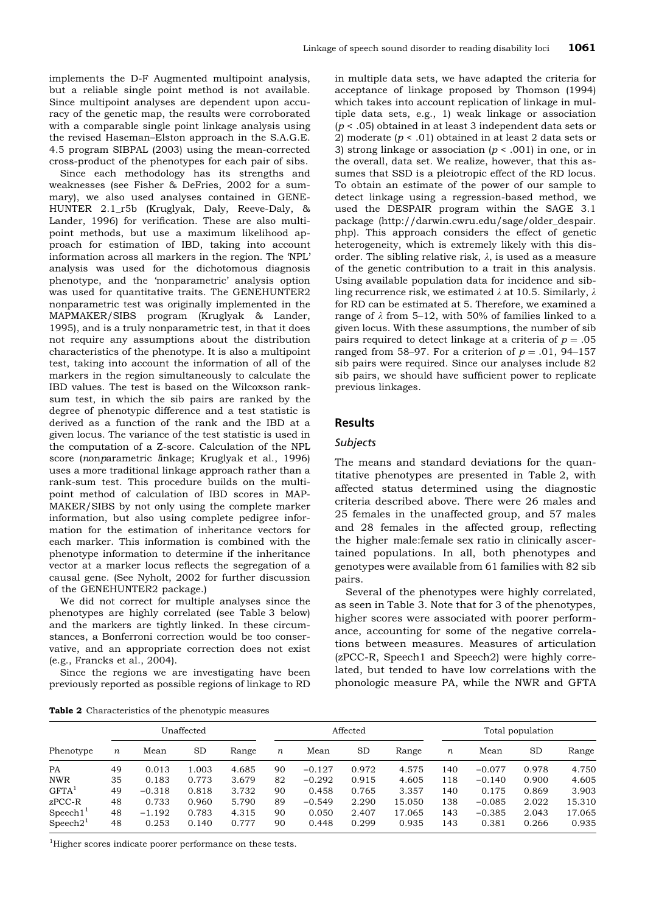implements the D-F Augmented multipoint analysis, but a reliable single point method is not available. Since multipoint analyses are dependent upon accuracy of the genetic map, the results were corroborated with a comparable single point linkage analysis using the revised Haseman–Elston approach in the S.A.G.E. 4.5 program SIBPAL (2003) using the mean-corrected cross-product of the phenotypes for each pair of sibs.

Since each methodology has its strengths and weaknesses (see Fisher & DeFries, 2002 for a summary), we also used analyses contained in GENEHUNTER 2.1_r5b (Kruglyak, Daly, Reeve-Daly, & Lander, 1996) for verification. These are also multipoint methods, but use a maximum likelihood approach for estimation of IBD, taking into account information across all markers in the region. The 'NPL' analysis was used for the dichotomous diagnosis phenotype, and the 'nonparametric' analysis option was used for quantitative traits. The GENEHUNTER2 nonparametric test was originally implemented in the MAPMAKER/SIBS program (Kruglyak & Lander, 1995), and is a truly nonparametric test, in that it does not require any assumptions about the distribution characteristics of the phenotype. It is also a multipoint test, taking into account the information of all of the markers in the region simultaneously to calculate the IBD values. The test is based on the Wilcoxon rank-sum test, in which the sib pairs are ranked by the degree of phenotypic difference and a test statistic is derived as a function of the rank and the IBD at a given locus. The variance of the test statistic is used in the computation of a Z-score. Calculation of the NPL score (*n*on*p*arametric *l*inkage; Kruglyak et al., 1996) uses a more traditional linkage approach rather than a rank-sum test. This procedure builds on the multipoint method of calculation of IBD scores in MAPMAKER/SIBS by not only using the complete marker information, but also using complete pedigree information for the estimation of inheritance vectors for each marker. This information is combined with the phenotype information to determine if the inheritance vector at a marker locus reflects the segregation of a causal gene. (See Nyholt, 2002 for further discussion of the GENEHUNTER2 package.)

We did not correct for multiple analyses since the phenotypes are highly correlated (see Table 3 below) and the markers are tightly linked. In these circumstances, a Bonferroni correction would be too conservative, and an appropriate correction does not exist (e.g., Francks et al., 2004).

Since the regions we are investigating have been previously reported as possible regions of linkage to RD in multiple data sets, we have adapted the criteria for acceptance of linkage proposed by Thomson (1994) which takes into account replication of linkage in multiple data sets, e.g., 1) weak linkage or association ($p < .05$) obtained in at least 3 independent data sets or 2) moderate ($p < .01$) obtained in at least 2 data sets or 3) strong linkage or association ($p < .001$) in one, or in the overall, data set. We realize, however, that this assumes that SSD is a pleiotropic effect of the RD locus. To obtain an estimate of the power of our sample to detect linkage using a regression-based method, we used the DESPAIR program within the SAGE 3.1 package (http://darwin.cwru.edu/sage/older_despair.php). This approach considers the effect of genetic heterogeneity, which is extremely likely with this disorder. The sibling relative risk, $\lambda$, is used as a measure of the genetic contribution to a trait in this analysis. Using available population data for incidence and sibling recurrence risk, we estimated $\lambda$ at 10.5. Similarly, $\lambda$ for RD can be estimated at 5. Therefore, we examined a range of $\lambda$ from 5–12, with 50% of families linked to a given locus. With these assumptions, the number of sib pairs required to detect linkage at a criteria of $p = .05$ ranged from 58–97. For a criterion of $p = .01$, 94–157 sib pairs were required. Since our analyses include 82 sib pairs, we should have sufficient power to replicate previous linkages.

## Results

### *Subjects*

The means and standard deviations for the quantitative phenotypes are presented in Table 2, with affected status determined using the diagnostic criteria described above. There were 26 males and 25 females in the unaffected group, and 57 males and 28 females in the affected group, reflecting the higher male:female sex ratio in clinically ascertained populations. In all, both phenotypes and genotypes were available from 61 families with 82 sib pairs.

Several of the phenotypes were highly correlated, as seen in Table 3. Note that for 3 of the phenotypes, higher scores were associated with poorer performance, accounting for some of the negative correlations between measures. Measures of articulation (zPCC-R, Speech1 and Speech2) were highly correlated, but tended to have low correlations with the phonologic measure PA, while the NWR and GFTA

**Table 2** Characteristics of the phenotypic measures

| Phenotype | Unaffected | | | | Affected | | | | Total population | | | |
|---|---|---|---|---|---|---|---|---|---|---|---|---|
| | $n$ | Mean | SD | Range | $n$ | Mean | SD | Range | $n$ | Mean | SD | Range |
| PA | 49 | 0.013 | 1.003 | 4.685 | 90 | −0.127 | 0.972 | 4.575 | 140 | −0.077 | 0.978 | 4.750 |
| NWR | 35 | 0.183 | 0.773 | 3.679 | 82 | −0.292 | 0.915 | 4.605 | 118 | −0.140 | 0.900 | 4.605 |
| GFTA[1] | 49 | −0.318 | 0.818 | 3.732 | 90 | 0.458 | 0.765 | 3.357 | 140 | 0.175 | 0.869 | 3.903 |
| zPCC-R | 48 | 0.733 | 0.960 | 5.790 | 89 | −0.549 | 2.290 | 15.050 | 138 | −0.085 | 2.022 | 15.310 |
| Speech1[1] | 48 | −1.192 | 0.783 | 4.315 | 90 | 0.050 | 2.407 | 17.065 | 143 | −0.385 | 2.043 | 17.065 |
| Speech2[1] | 48 | 0.253 | 0.140 | 0.777 | 90 | 0.448 | 0.299 | 0.935 | 143 | 0.381 | 0.266 | 0.935 |

[1]Higher scores indicate poorer performance on these tests.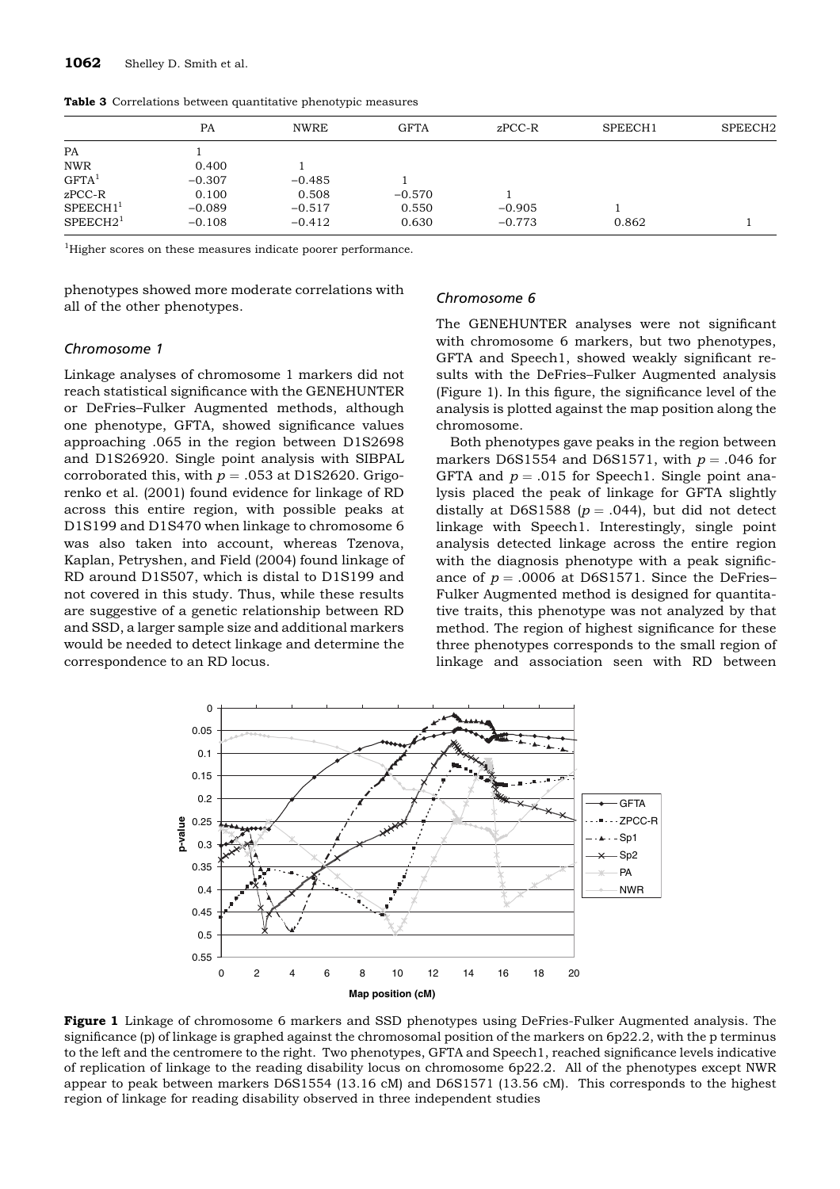**Table 3** Correlations between quantitative phenotypic measures

| | PA | NWRE | GFTA | zPCC-R | SPEECH1 | SPEECH2 |
|---|---|---|---|---|---|---|
| PA | 1 | | | | | |
| NWR | 0.400 | 1 | | | | |
| GFTA[1] | −0.307 | −0.485 | 1 | | | |
| zPCC-R | 0.100 | 0.508 | −0.570 | 1 | | |
| SPEECH1[1] | −0.089 | −0.517 | 0.550 | −0.905 | 1 | |
| SPEECH2[1] | −0.108 | −0.412 | 0.630 | −0.773 | 0.862 | 1 |

[1]Higher scores on these measures indicate poorer performance.

phenotypes showed more moderate correlations with all of the other phenotypes.

### Chromosome 1

Linkage analyses of chromosome 1 markers did not reach statistical significance with the GENEHUNTER or DeFries–Fulker Augmented methods, although one phenotype, GFTA, showed significance values approaching .065 in the region between D1S2698 and D1S26920. Single point analysis with SIBPAL corroborated this, with $p = .053$ at D1S2620. Grigorenko et al. (2001) found evidence for linkage of RD across this entire region, with possible peaks at D1S199 and D1S470 when linkage to chromosome 6 was also taken into account, whereas Tzenova, Kaplan, Petryshen, and Field (2004) found linkage of RD around D1S507, which is distal to D1S199 and not covered in this study. Thus, while these results are suggestive of a genetic relationship between RD and SSD, a larger sample size and additional markers would be needed to detect linkage and determine the correspondence to an RD locus.

### Chromosome 6

The GENEHUNTER analyses were not significant with chromosome 6 markers, but two phenotypes, GFTA and Speech1, showed weakly significant results with the DeFries–Fulker Augmented analysis (Figure 1). In this figure, the significance level of the analysis is plotted against the map position along the chromosome.

Both phenotypes gave peaks in the region between markers D6S1554 and D6S1571, with $p = .046$ for GFTA and $p = .015$ for Speech1. Single point analysis placed the peak of linkage for GFTA slightly distally at D6S1588 ($p = .044$), but did not detect linkage with Speech1. Interestingly, single point analysis detected linkage across the entire region with the diagnosis phenotype with a peak significance of $p = .0006$ at D6S1571. Since the DeFries–Fulker Augmented method is designed for quantitative traits, this phenotype was not analyzed by that method. The region of highest significance for these three phenotypes corresponds to the small region of linkage and association seen with RD between

**Figure 1** Linkage of chromosome 6 markers and SSD phenotypes using DeFries-Fulker Augmented analysis. The significance (p) of linkage is graphed against the chromosomal position of the markers on 6p22.2, with the p terminus to the left and the centromere to the right. Two phenotypes, GFTA and Speech1, reached significance levels indicative of replication of linkage to the reading disability locus on chromosome 6p22.2. All of the phenotypes except NWR appear to peak between markers D6S1554 (13.16 cM) and D6S1571 (13.56 cM). This corresponds to the highest region of linkage for reading disability observed in three independent studies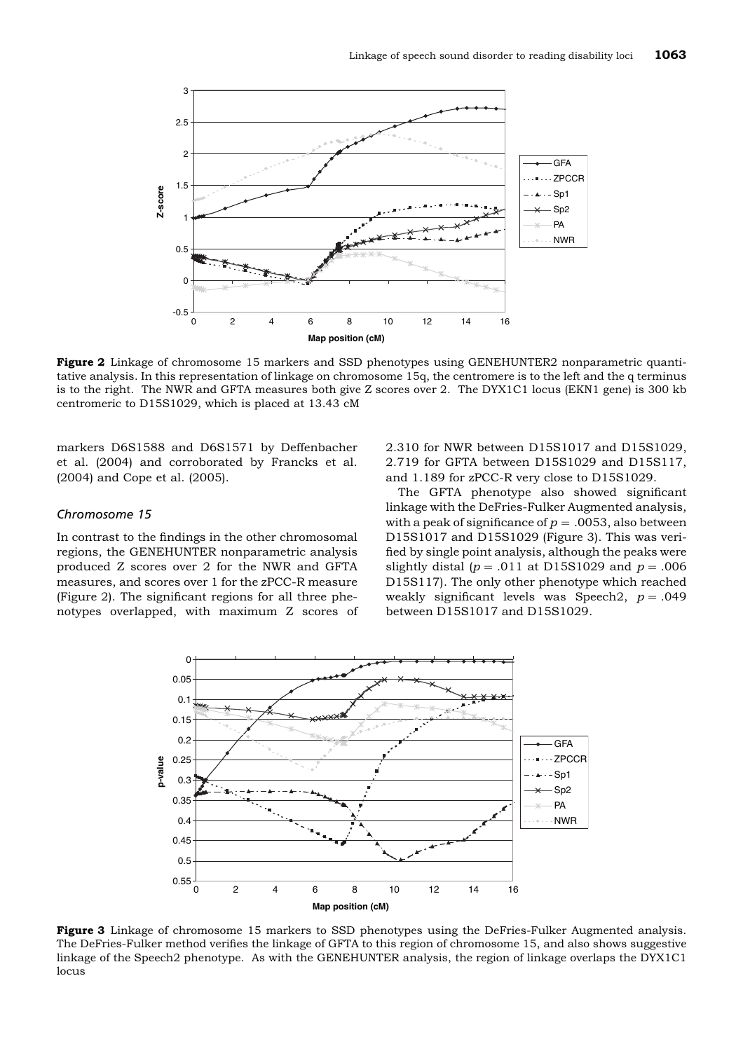**Figure 2** Linkage of chromosome 15 markers and SSD phenotypes using GENEHUNTER2 nonparametric quantitative analysis. In this representation of linkage on chromosome 15q, the centromere is to the left and the q terminus is to the right. The NWR and GFTA measures both give Z scores over 2. The DYX1C1 locus (EKN1 gene) is 300 kb centromeric to D15S1029, which is placed at 13.43 cM

markers D6S1588 and D6S1571 by Deffenbacher et al. (2004) and corroborated by Francks et al. (2004) and Cope et al. (2005).

### *Chromosome 15*

In contrast to the findings in the other chromosomal regions, the GENEHUNTER nonparametric analysis produced Z scores over 2 for the NWR and GFTA measures, and scores over 1 for the zPCC-R measure (Figure 2). The significant regions for all three phenotypes overlapped, with maximum Z scores of 2.310 for NWR between D15S1017 and D15S1029, 2.719 for GFTA between D15S1029 and D15S117, and 1.189 for zPCC-R very close to D15S1029.

The GFTA phenotype also showed significant linkage with the DeFries-Fulker Augmented analysis, with a peak of significance of $p = .0053$, also between D15S1017 and D15S1029 (Figure 3). This was verified by single point analysis, although the peaks were slightly distal ($p = .011$ at D15S1029 and $p = .006$ D15S117). The only other phenotype which reached weakly significant levels was Speech2, $p = .049$ between D15S1017 and D15S1029.

**Figure 3** Linkage of chromosome 15 markers to SSD phenotypes using the DeFries-Fulker Augmented analysis. The DeFries-Fulker method verifies the linkage of GFTA to this region of chromosome 15, and also shows suggestive linkage of the Speech2 phenotype. As with the GENEHUNTER analysis, the region of linkage overlaps the DYX1C1 locus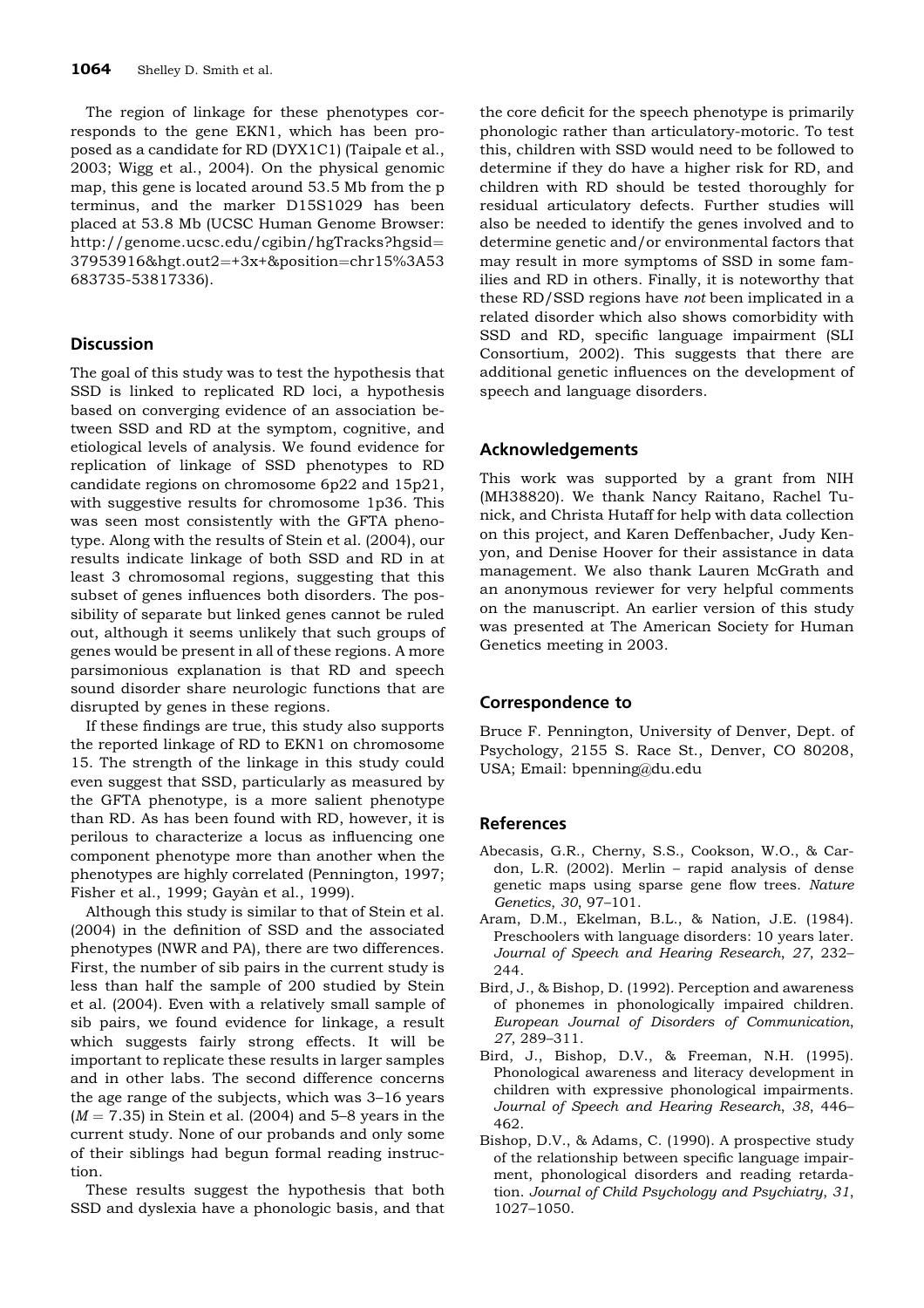The region of linkage for these phenotypes corresponds to the gene EKN1, which has been proposed as a candidate for RD (DYX1C1) (Taipale et al., 2003; Wigg et al., 2004). On the physical genomic map, this gene is located around 53.5 Mb from the p terminus, and the marker D15S1029 has been placed at 53.8 Mb (UCSC Human Genome Browser: http://genome.ucsc.edu/cgibin/hgTracks?hgsid=37953916&hgt.out2=+3x+&position=chr15%3A53683735-53817336).

## Discussion

The goal of this study was to test the hypothesis that SSD is linked to replicated RD loci, a hypothesis based on converging evidence of an association between SSD and RD at the symptom, cognitive, and etiological levels of analysis. We found evidence for replication of linkage of SSD phenotypes to RD candidate regions on chromosome 6p22 and 15p21, with suggestive results for chromosome 1p36. This was seen most consistently with the GFTA phenotype. Along with the results of Stein et al. (2004), our results indicate linkage of both SSD and RD in at least 3 chromosomal regions, suggesting that this subset of genes influences both disorders. The possibility of separate but linked genes cannot be ruled out, although it seems unlikely that such groups of genes would be present in all of these regions. A more parsimonious explanation is that RD and speech sound disorder share neurologic functions that are disrupted by genes in these regions.

If these findings are true, this study also supports the reported linkage of RD to EKN1 on chromosome 15. The strength of the linkage in this study could even suggest that SSD, particularly as measured by the GFTA phenotype, is a more salient phenotype than RD. As has been found with RD, however, it is perilous to characterize a locus as influencing one component phenotype more than another when the phenotypes are highly correlated (Pennington, 1997; Fisher et al., 1999; Gayàn et al., 1999).

Although this study is similar to that of Stein et al. (2004) in the definition of SSD and the associated phenotypes (NWR and PA), there are two differences. First, the number of sib pairs in the current study is less than half the sample of 200 studied by Stein et al. (2004). Even with a relatively small sample of sib pairs, we found evidence for linkage, a result which suggests fairly strong effects. It will be important to replicate these results in larger samples and in other labs. The second difference concerns the age range of the subjects, which was 3–16 years ($M = 7.35$) in Stein et al. (2004) and 5–8 years in the current study. None of our probands and only some of their siblings had begun formal reading instruction.

These results suggest the hypothesis that both SSD and dyslexia have a phonologic basis, and that the core deficit for the speech phenotype is primarily phonologic rather than articulatory-motoric. To test this, children with SSD would need to be followed to determine if they do have a higher risk for RD, and children with RD should be tested thoroughly for residual articulatory defects. Further studies will also be needed to identify the genes involved and to determine genetic and/or environmental factors that may result in more symptoms of SSD in some families and RD in others. Finally, it is noteworthy that these RD/SSD regions have *not* been implicated in a related disorder which also shows comorbidity with SSD and RD, specific language impairment (SLI Consortium, 2002). This suggests that there are additional genetic influences on the development of speech and language disorders.

## Acknowledgements

This work was supported by a grant from NIH (MH38820). We thank Nancy Raitano, Rachel Tunick, and Christa Hutaff for help with data collection on this project, and Karen Deffenbacher, Judy Kenyon, and Denise Hoover for their assistance in data management. We also thank Lauren McGrath and an anonymous reviewer for very helpful comments on the manuscript. An earlier version of this study was presented at The American Society for Human Genetics meeting in 2003.

## Correspondence to

Bruce F. Pennington, University of Denver, Dept. of Psychology, 2155 S. Race St., Denver, CO 80208, USA; Email: bpenning@du.edu

## References

Abecasis, G.R., Cherny, S.S., Cookson, W.O., & Cardon, L.R. (2002). Merlin – rapid analysis of dense genetic maps using sparse gene flow trees. *Nature Genetics*, *30*, 97–101.

Aram, D.M., Ekelman, B.L., & Nation, J.E. (1984). Preschoolers with language disorders: 10 years later. *Journal of Speech and Hearing Research*, *27*, 232–244.

Bird, J., & Bishop, D. (1992). Perception and awareness of phonemes in phonologically impaired children. *European Journal of Disorders of Communication*, *27*, 289–311.

Bird, J., Bishop, D.V., & Freeman, N.H. (1995). Phonological awareness and literacy development in children with expressive phonological impairments. *Journal of Speech and Hearing Research*, *38*, 446–462.

Bishop, D.V., & Adams, C. (1990). A prospective study of the relationship between specific language impairment, phonological disorders and reading retardation. *Journal of Child Psychology and Psychiatry*, *31*, 1027–1050.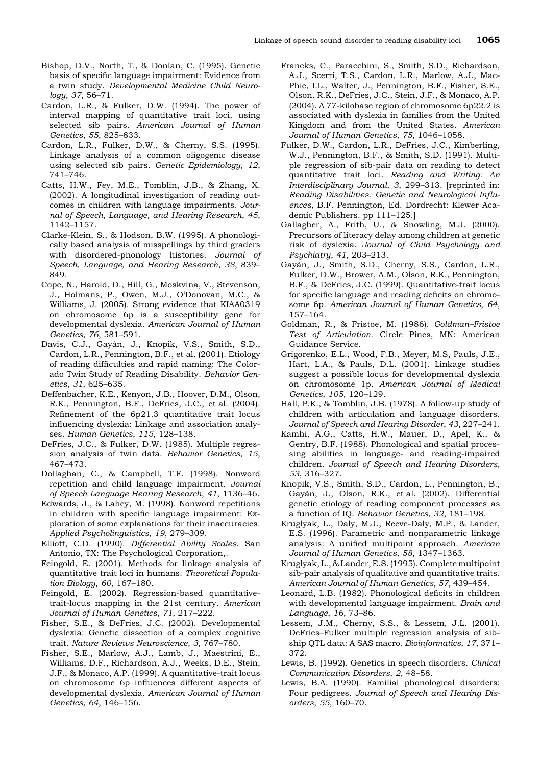Bishop, D.V., North, T., & Donlan, C. (1995). Genetic basis of specific language impairment: Evidence from a twin study. *Developmental Medicine Child Neurology*, *37*, 56–71.

Cardon, L.R., & Fulker, D.W. (1994). The power of interval mapping of quantitative trait loci, using selected sib pairs. *American Journal of Human Genetics*, *55*, 825–833.

Cardon, L.R., Fulker, D.W., & Cherny, S.S. (1995). Linkage analysis of a common oligogenic disease using selected sib pairs. *Genetic Epidemiology*, *12*, 741–746.

Catts, H.W., Fey, M.E., Tomblin, J.B., & Zhang, X. (2002). A longitudinal investigation of reading outcomes in children with language impairments. *Journal of Speech, Language, and Hearing Research*, *45*, 1142–1157.

Clarke-Klein, S., & Hodson, B.W. (1995). A phonologically based analysis of misspellings by third graders with disordered-phonology histories. *Journal of Speech, Language, and Hearing Research*, *38*, 839–849.

Cope, N., Harold, D., Hill, G., Moskvina, V., Stevenson, J., Holmans, P., Owen, M.J., O'Donovan, M.C., & Williams, J. (2005). Strong evidence that KIAA0319 on chromosome 6p is a susceptibility gene for developmental dyslexia. *American Journal of Human Genetics*, *76*, 581–591.

Davis, C.J., Gayàn, J., Knopik, V.S., Smith, S.D., Cardon, L.R., Pennington, B.F., et al. (2001). Etiology of reading difficulties and rapid naming: The Colorado Twin Study of Reading Disability. *Behavior Genetics*, *31*, 625–635.

Deffenbacher, K.E., Kenyon, J.B., Hoover, D.M., Olson, R.K., Pennington, B.F., DeFries, J.C., et al. (2004). Refinement of the 6p21.3 quantitative trait locus influencing dyslexia: Linkage and association analyses. *Human Genetics*, *115*, 128–138.

DeFries, J.C., & Fulker, D.W. (1985). Multiple regression analysis of twin data. *Behavior Genetics*, *15*, 467–473.

Dollaghan, C., & Campbell, T.F. (1998). Nonword repetition and child language impairment. *Journal of Speech Language Hearing Research*, *41*, 1136–46.

Edwards, J., & Lahey, M. (1998). Nonword repetitions in children with specific language impairment: Exploration of some explanations for their inaccuracies. *Applied Psycholinguistics, 19*, 279–309.

Elliott, C.D. (1990). *Differential Ability Scales*. San Antonio, TX: The Psychological Corporation,.

Feingold, E. (2001). Methods for linkage analysis of quantitative trait loci in humans. *Theoretical Population Biology*, *60*, 167–180.

Feingold, E. (2002). Regression-based quantitative-trait-locus mapping in the 21st century. *American Journal of Human Genetics*, *71*, 217–222.

Fisher, S.E., & DeFries, J.C. (2002). Developmental dyslexia: Genetic dissection of a complex cognitive trait. *Nature Reviews Neuroscience*, *3*, 767–780.

Fisher, S.E., Marlow, A.J., Lamb, J., Maestrini, E., Williams, D.F., Richardson, A.J., Weeks, D.E., Stein, J.F., & Monaco, A.P. (1999). A quantitative-trait locus on chromosome 6p influences different aspects of developmental dyslexia. *American Journal of Human Genetics*, *64*, 146–156.

Francks, C., Paracchini, S., Smith, S.D., Richardson, A.J., Scerri, T.S., Cardon, L.R., Marlow, A.J., MacPhie, I.L., Walter, J., Pennington, B.F., Fisher, S.E., Olson. R.K., DeFries, J.C., Stein, J.F., & Monaco, A.P. (2004). A 77-kilobase region of chromosome 6p22.2 is associated with dyslexia in families from the United Kingdom and from the United States. *American Journal of Human Genetics*, *75*, 1046–1058.

Fulker, D.W., Cardon, L.R., DeFries, J.C., Kimberling, W.J., Pennington, B.F., & Smith, S.D. (1991). Multiple regression of sib-pair data on reading to detect quantitative trait loci. *Reading and Writing: An Interdisciplinary Journal*, *3*, 299–313. [reprinted in: *Reading Disabilities: Genetic and Neurological Influences,* B.F. Pennington, Ed. Dordrecht: Klewer Academic Publishers. pp 111–125.]

Gallagher, A., Frith, U., & Snowling, M.J. (2000). Precursors of literacy delay among children at genetic risk of dyslexia. *Journal of Child Psychology and Psychiatry*, *41*, 203–213.

Gayàn, J., Smith, S.D., Cherny, S.S., Cardon, L.R., Fulker, D.W., Brower, A.M., Olson, R.K., Pennington, B.F., & DeFries, J.C. (1999). Quantitative-trait locus for specific language and reading deficits on chromosome 6p. *American Journal of Human Genetics*, *64*, 157–164.

Goldman, R., & Fristoe, M. (1986). *Goldman–Fristoe Test of Articulation*. Circle Pines, MN: American Guidance Service.

Grigorenko, E.L., Wood, F.B., Meyer, M.S, Pauls, J.E., Hart, L.A., & Pauls, D.L. (2001). Linkage studies suggest a possible locus for developmental dyslexia on chromosome 1p. *American Journal of Medical Genetics*, *105*, 120–129.

Hall, P.K., & Tomblin, J.B. (1978). A follow-up study of children with articulation and language disorders. *Journal of Speech and Hearing Disorder*, *43*, 227–241.

Kamhi, A.G., Catts, H.W., Mauer, D., Apel, K., & Gentry, B.F. (1988). Phonological and spatial processing abilities in language- and reading-impaired children. *Journal of Speech and Hearing Disorders*, *53*, 316–327.

Knopik, V.S., Smith, S.D., Cardon, L., Pennington, B., Gayàn, J., Olson, R.K., et al. (2002). Differential genetic etiology of reading component processes as a function of IQ. *Behavior Genetics*, *32*, 181–198.

Kruglyak, L., Daly, M.J., Reeve-Daly, M.P., & Lander, E.S. (1996). Parametric and nonparametric linkage analysis: A unified multipoint approach. *American Journal of Human Genetics*, *58*, 1347–1363.

Kruglyak, L., & Lander, E.S. (1995). Complete multipoint sib-pair analysis of qualitative and quantitative traits. *American Journal of Human Genetics*, *57*, 439–454.

Leonard, L.B. (1982). Phonological deficits in children with developmental language impairment. *Brain and Language*, *16*, 73–86.

Lessem, J.M., Cherny, S.S., & Lessem, J.L. (2001). DeFries–Fulker multiple regression analysis of sibship QTL data: A SAS macro. *Bioinformatics*, *17*, 371–372.

Lewis, B. (1992). Genetics in speech disorders. *Clinical Communication Disorders*, *2*, 48–58.

Lewis, B.A. (1990). Familial phonological disorders: Four pedigrees. *Journal of Speech and Hearing Disorders*, *55*, 160–70.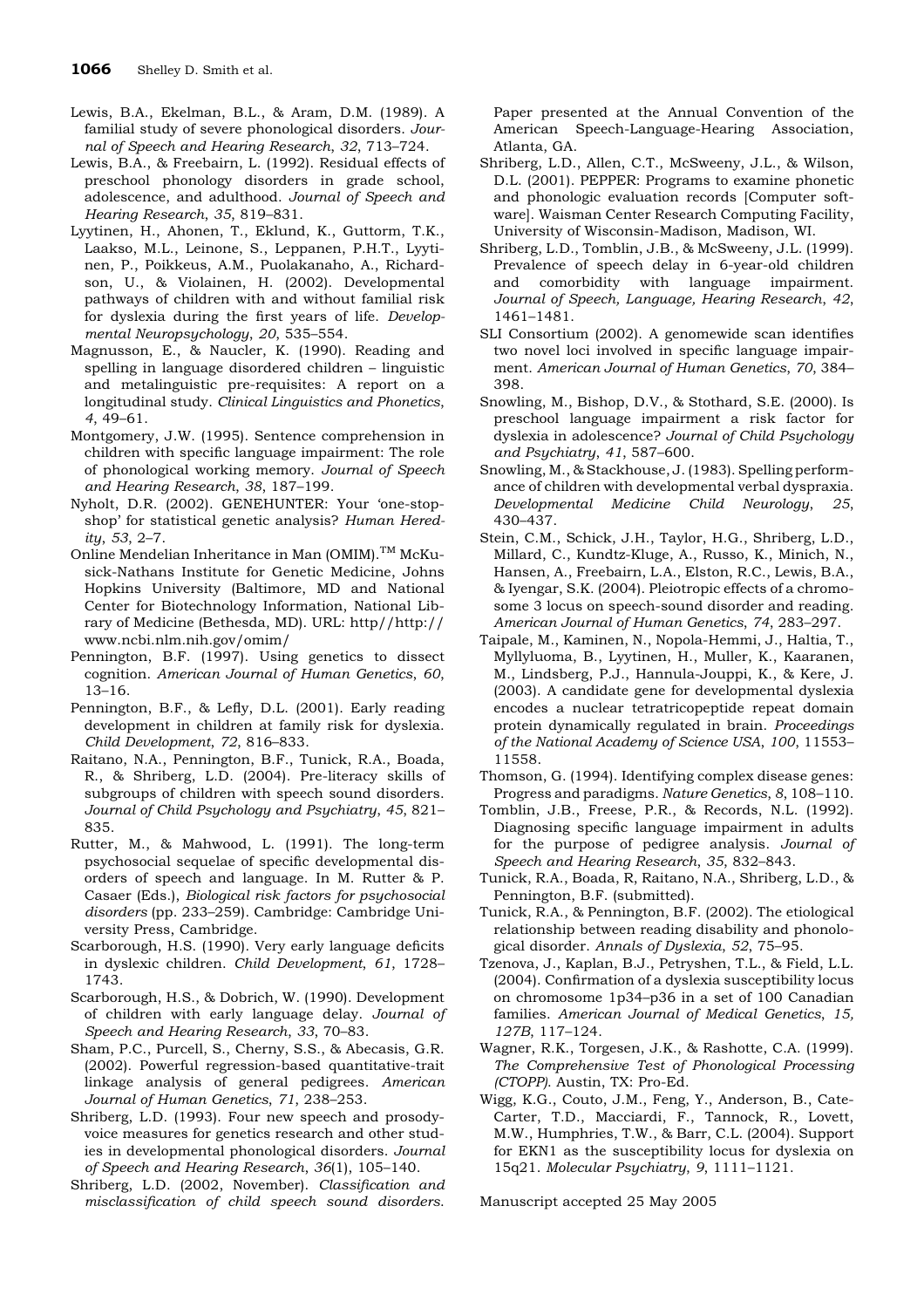Lewis, B.A., Ekelman, B.L., & Aram, D.M. (1989). A familial study of severe phonological disorders. *Journal of Speech and Hearing Research*, *32*, 713–724.

Lewis, B.A., & Freebairn, L. (1992). Residual effects of preschool phonology disorders in grade school, adolescence, and adulthood. *Journal of Speech and Hearing Research*, *35*, 819–831.

Lyytinen, H., Ahonen, T., Eklund, K., Guttorm, T.K., Laakso, M.L., Leinone, S., Leppanen, P.H.T., Lyytinen, P., Poikkeus, A.M., Puolakanaho, A., Richardson, U., & Violainen, H. (2002). Developmental pathways of children with and without familial risk for dyslexia during the first years of life. *Developmental Neuropsychology*, *20*, 535–554.

Magnusson, E., & Naucler, K. (1990). Reading and spelling in language disordered children – linguistic and metalinguistic pre-requisites: A report on a longitudinal study. *Clinical Linguistics and Phonetics*, *4*, 49–61.

Montgomery, J.W. (1995). Sentence comprehension in children with specific language impairment: The role of phonological working memory. *Journal of Speech and Hearing Research*, *38*, 187–199.

Nyholt, D.R. (2002). GENEHUNTER: Your 'one-stop-shop' for statistical genetic analysis? *Human Heredity*, *53*, 2–7.

Online Mendelian Inheritance in Man (OMIM).™ McKusick-Nathans Institute for Genetic Medicine, Johns Hopkins University (Baltimore, MD and National Center for Biotechnology Information, National Library of Medicine (Bethesda, MD). URL: http//http://www.ncbi.nlm.nih.gov/omim/

Pennington, B.F. (1997). Using genetics to dissect cognition. *American Journal of Human Genetics*, *60*, 13–16.

Pennington, B.F., & Lefly, D.L. (2001). Early reading development in children at family risk for dyslexia. *Child Development*, *72*, 816–833.

Raitano, N.A., Pennington, B.F., Tunick, R.A., Boada, R., & Shriberg, L.D. (2004). Pre-literacy skills of subgroups of children with speech sound disorders. *Journal of Child Psychology and Psychiatry*, *45*, 821–835.

Rutter, M., & Mahwood, L. (1991). The long-term psychosocial sequelae of specific developmental disorders of speech and language. In M. Rutter & P. Casaer (Eds.), *Biological risk factors for psychosocial disorders* (pp. 233–259). Cambridge: Cambridge University Press, Cambridge.

Scarborough, H.S. (1990). Very early language deficits in dyslexic children. *Child Development*, *61*, 1728–1743.

Scarborough, H.S., & Dobrich, W. (1990). Development of children with early language delay. *Journal of Speech and Hearing Research*, *33*, 70–83.

Sham, P.C., Purcell, S., Cherny, S.S., & Abecasis, G.R. (2002). Powerful regression-based quantitative-trait linkage analysis of general pedigrees. *American Journal of Human Genetics*, *71*, 238–253.

Shriberg, L.D. (1993). Four new speech and prosody-voice measures for genetics research and other studies in developmental phonological disorders. *Journal of Speech and Hearing Research*, *36*(1), 105–140.

Shriberg, L.D. (2002, November). *Classification and misclassification of child speech sound disorders*. Paper presented at the Annual Convention of the American Speech-Language-Hearing Association, Atlanta, GA.

Shriberg, L.D., Allen, C.T., McSweeny, J.L., & Wilson, D.L. (2001). PEPPER: Programs to examine phonetic and phonologic evaluation records [Computer software]. Waisman Center Research Computing Facility, University of Wisconsin-Madison, Madison, WI.

Shriberg, L.D., Tomblin, J.B., & McSweeny, J.L. (1999). Prevalence of speech delay in 6-year-old children and comorbidity with language impairment. *Journal of Speech, Language, Hearing Research*, *42*, 1461–1481.

SLI Consortium (2002). A genomewide scan identifies two novel loci involved in specific language impairment. *American Journal of Human Genetics*, *70*, 384–398.

Snowling, M., Bishop, D.V., & Stothard, S.E. (2000). Is preschool language impairment a risk factor for dyslexia in adolescence? *Journal of Child Psychology and Psychiatry*, *41*, 587–600.

Snowling, M., & Stackhouse, J. (1983). Spelling performance of children with developmental verbal dyspraxia. *Developmental Medicine Child Neurology*, *25*, 430–437.

Stein, C.M., Schick, J.H., Taylor, H.G., Shriberg, L.D., Millard, C., Kundtz-Kluge, A., Russo, K., Minich, N., Hansen, A., Freebairn, L.A., Elston, R.C., Lewis, B.A., & Iyengar, S.K. (2004). Pleiotropic effects of a chromosome 3 locus on speech-sound disorder and reading. *American Journal of Human Genetics*, *74*, 283–297.

Taipale, M., Kaminen, N., Nopola-Hemmi, J., Haltia, T., Myllyluoma, B., Lyytinen, H., Muller, K., Kaaranen, M., Lindsberg, P.J., Hannula-Jouppi, K., & Kere, J. (2003). A candidate gene for developmental dyslexia encodes a nuclear tetratricopeptide repeat domain protein dynamically regulated in brain. *Proceedings of the National Academy of Science USA*, *100*, 11553–11558.

Thomson, G. (1994). Identifying complex disease genes: Progress and paradigms. *Nature Genetics*, *8*, 108–110.

Tomblin, J.B., Freese, P.R., & Records, N.L. (1992). Diagnosing specific language impairment in adults for the purpose of pedigree analysis. *Journal of Speech and Hearing Research*, *35*, 832–843.

Tunick, R.A., Boada, R, Raitano, N.A., Shriberg, L.D., & Pennington, B.F. (submitted).

Tunick, R.A., & Pennington, B.F. (2002). The etiological relationship between reading disability and phonological disorder. *Annals of Dyslexia*, *52*, 75–95.

Tzenova, J., Kaplan, B.J., Petryshen, T.L., & Field, L.L. (2004). Confirmation of a dyslexia susceptibility locus on chromosome 1p34–p36 in a set of 100 Canadian families. *American Journal of Medical Genetics*, *15, 127B*, 117–124.

Wagner, R.K., Torgesen, J.K., & Rashotte, C.A. (1999). *The Comprehensive Test of Phonological Processing (CTOPP)*. Austin, TX: Pro-Ed.

Wigg, K.G., Couto, J.M., Feng, Y., Anderson, B., Cate-Carter, T.D., Macciardi, F., Tannock, R., Lovett, M.W., Humphries, T.W., & Barr, C.L. (2004). Support for EKN1 as the susceptibility locus for dyslexia on 15q21. *Molecular Psychiatry*, *9*, 1111–1121.

Manuscript accepted 25 May 2005